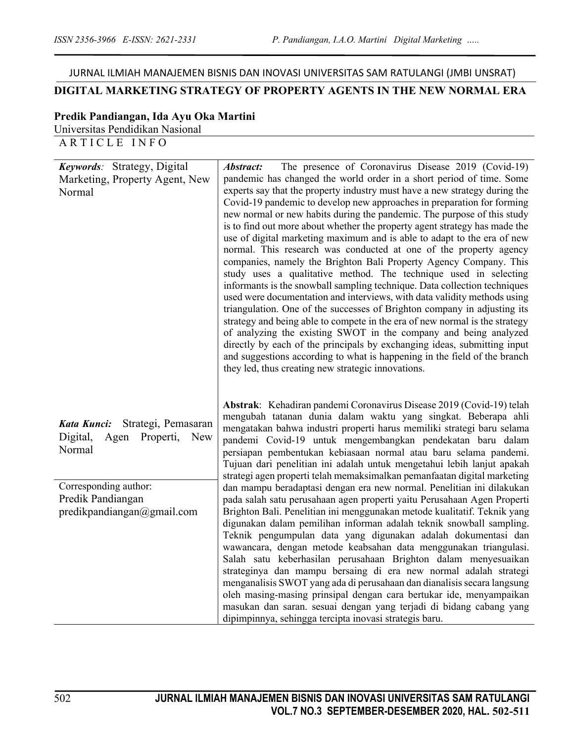JURNAL ILMIAH MANAJEMEN BISNIS DAN INOVASI UNIVERSITAS SAM RATULANGI (JMBI UNSRAT)

# DIGITAL MARKETING STRATEGY OF PROPERTY AGENTS IN THE NEW NORMAL ERA

**Predik Pandiangan, Ida Ayu Oka Martini**

Universitas Pendidikan Nasional

A R T I C L E I N F O

***Keywords***: Strategy, Digital Marketing, Property Agent, New Normal

***Abstract:*** The presence of Coronavirus Disease 2019 (Covid-19) pandemic has changed the world order in a short period of time. Some experts say that the property industry must have a new strategy during the Covid-19 pandemic to develop new approaches in preparation for forming new normal or new habits during the pandemic. The purpose of this study is to find out more about whether the property agent strategy has made the use of digital marketing maximum and is able to adapt to the era of new normal. This research was conducted at one of the property agency companies, namely the Brighton Bali Property Agency Company. This study uses a qualitative method. The technique used in selecting informants is the snowball sampling technique. Data collection techniques used were documentation and interviews, with data validity methods using triangulation. One of the successes of Brighton company in adjusting its strategy and being able to compete in the era of new normal is the strategy of analyzing the existing SWOT in the company and being analyzed directly by each of the principals by exchanging ideas, submitting input and suggestions according to what is happening in the field of the branch they led, thus creating new strategic innovations.

***Kata Kunci:*** Strategi, Pemasaran Digital, Agen Properti, New Normal

**Abstrak**: Kehadiran pandemi Coronavirus Disease 2019 (Covid-19) telah mengubah tatanan dunia dalam waktu yang singkat. Beberapa ahli mengatakan bahwa industri properti harus memiliki strategi baru selama pandemi Covid-19 untuk mengembangkan pendekatan baru dalam persiapan pembentukan kebiasaan normal atau baru selama pandemi. Tujuan dari penelitian ini adalah untuk mengetahui lebih lanjut apakah strategi agen properti telah memaksimalkan pemanfaatan digital marketing dan mampu beradaptasi dengan era new normal. Penelitian ini dilakukan pada salah satu perusahaan agen properti yaitu Perusahaan Agen Properti Brighton Bali. Penelitian ini menggunakan metode kualitatif. Teknik yang digunakan dalam pemilihan informan adalah teknik snowball sampling. Teknik pengumpulan data yang digunakan adalah dokumentasi dan wawancara, dengan metode keabsahan data menggunakan triangulasi. Salah satu keberhasilan perusahaan Brighton dalam menyesuaikan strateginya dan mampu bersaing di era new normal adalah strategi menganalisis SWOT yang ada di perusahaan dan dianalisis secara langsung oleh masing-masing prinsipal dengan cara bertukar ide, menyampaikan masukan dan saran. sesuai dengan yang terjadi di bidang cabang yang dipimpinnya, sehingga tercipta inovasi strategis baru.

Corresponding author:
Predik Pandiangan
predikpandiangan@gmail.com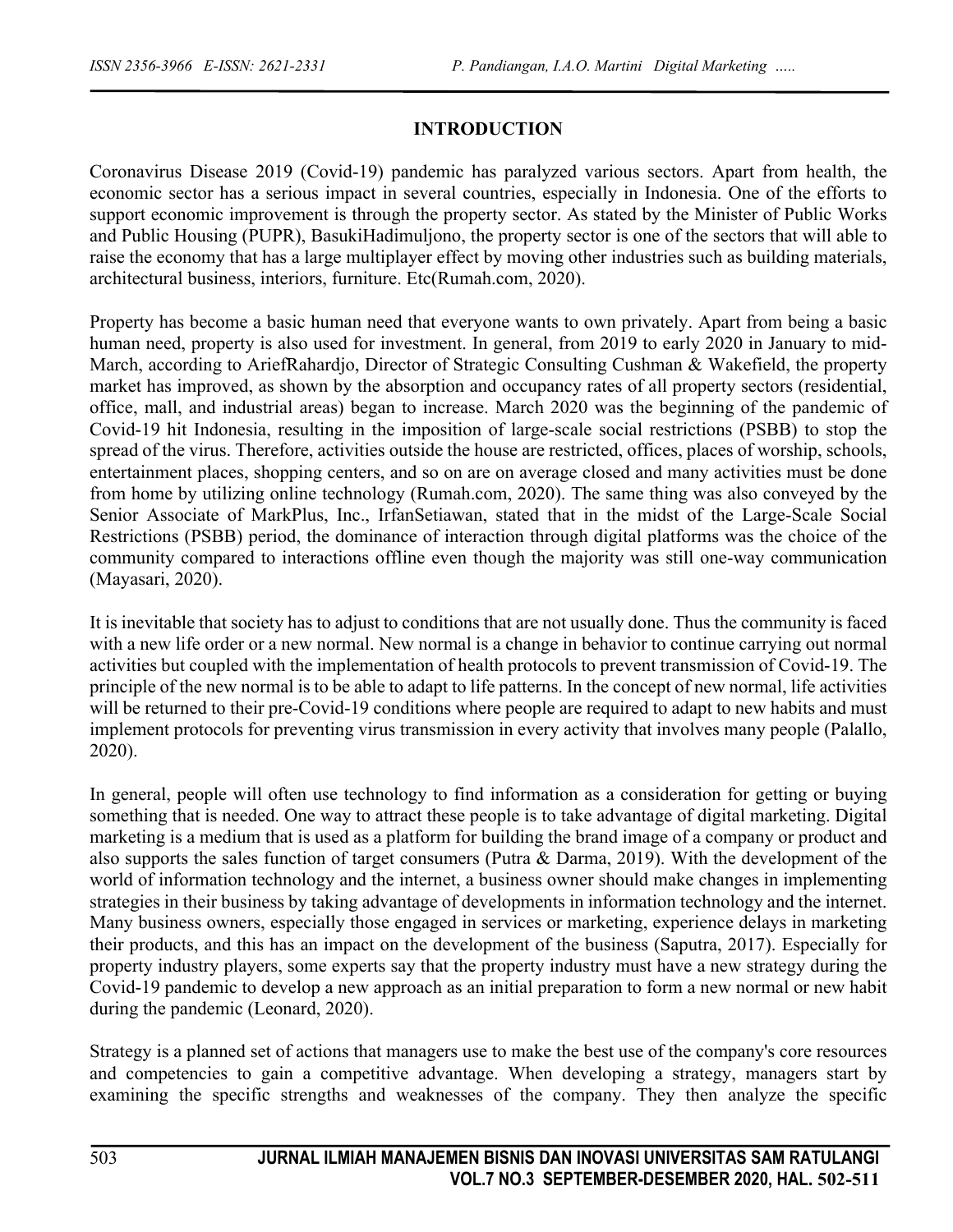## INTRODUCTION

Coronavirus Disease 2019 (Covid-19) pandemic has paralyzed various sectors. Apart from health, the economic sector has a serious impact in several countries, especially in Indonesia. One of the efforts to support economic improvement is through the property sector. As stated by the Minister of Public Works and Public Housing (PUPR), BasukiHadimuljono, the property sector is one of the sectors that will able to raise the economy that has a large multiplayer effect by moving other industries such as building materials, architectural business, interiors, furniture. Etc(Rumah.com, 2020).

Property has become a basic human need that everyone wants to own privately. Apart from being a basic human need, property is also used for investment. In general, from 2019 to early 2020 in January to mid-March, according to AriefRahardjo, Director of Strategic Consulting Cushman & Wakefield, the property market has improved, as shown by the absorption and occupancy rates of all property sectors (residential, office, mall, and industrial areas) began to increase. March 2020 was the beginning of the pandemic of Covid-19 hit Indonesia, resulting in the imposition of large-scale social restrictions (PSBB) to stop the spread of the virus. Therefore, activities outside the house are restricted, offices, places of worship, schools, entertainment places, shopping centers, and so on are on average closed and many activities must be done from home by utilizing online technology (Rumah.com, 2020). The same thing was also conveyed by the Senior Associate of MarkPlus, Inc., IrfanSetiawan, stated that in the midst of the Large-Scale Social Restrictions (PSBB) period, the dominance of interaction through digital platforms was the choice of the community compared to interactions offline even though the majority was still one-way communication (Mayasari, 2020).

It is inevitable that society has to adjust to conditions that are not usually done. Thus the community is faced with a new life order or a new normal. New normal is a change in behavior to continue carrying out normal activities but coupled with the implementation of health protocols to prevent transmission of Covid-19. The principle of the new normal is to be able to adapt to life patterns. In the concept of new normal, life activities will be returned to their pre-Covid-19 conditions where people are required to adapt to new habits and must implement protocols for preventing virus transmission in every activity that involves many people (Palallo, 2020).

In general, people will often use technology to find information as a consideration for getting or buying something that is needed. One way to attract these people is to take advantage of digital marketing. Digital marketing is a medium that is used as a platform for building the brand image of a company or product and also supports the sales function of target consumers (Putra & Darma, 2019). With the development of the world of information technology and the internet, a business owner should make changes in implementing strategies in their business by taking advantage of developments in information technology and the internet. Many business owners, especially those engaged in services or marketing, experience delays in marketing their products, and this has an impact on the development of the business (Saputra, 2017). Especially for property industry players, some experts say that the property industry must have a new strategy during the Covid-19 pandemic to develop a new approach as an initial preparation to form a new normal or new habit during the pandemic (Leonard, 2020).

Strategy is a planned set of actions that managers use to make the best use of the company's core resources and competencies to gain a competitive advantage. When developing a strategy, managers start by examining the specific strengths and weaknesses of the company. They then analyze the specific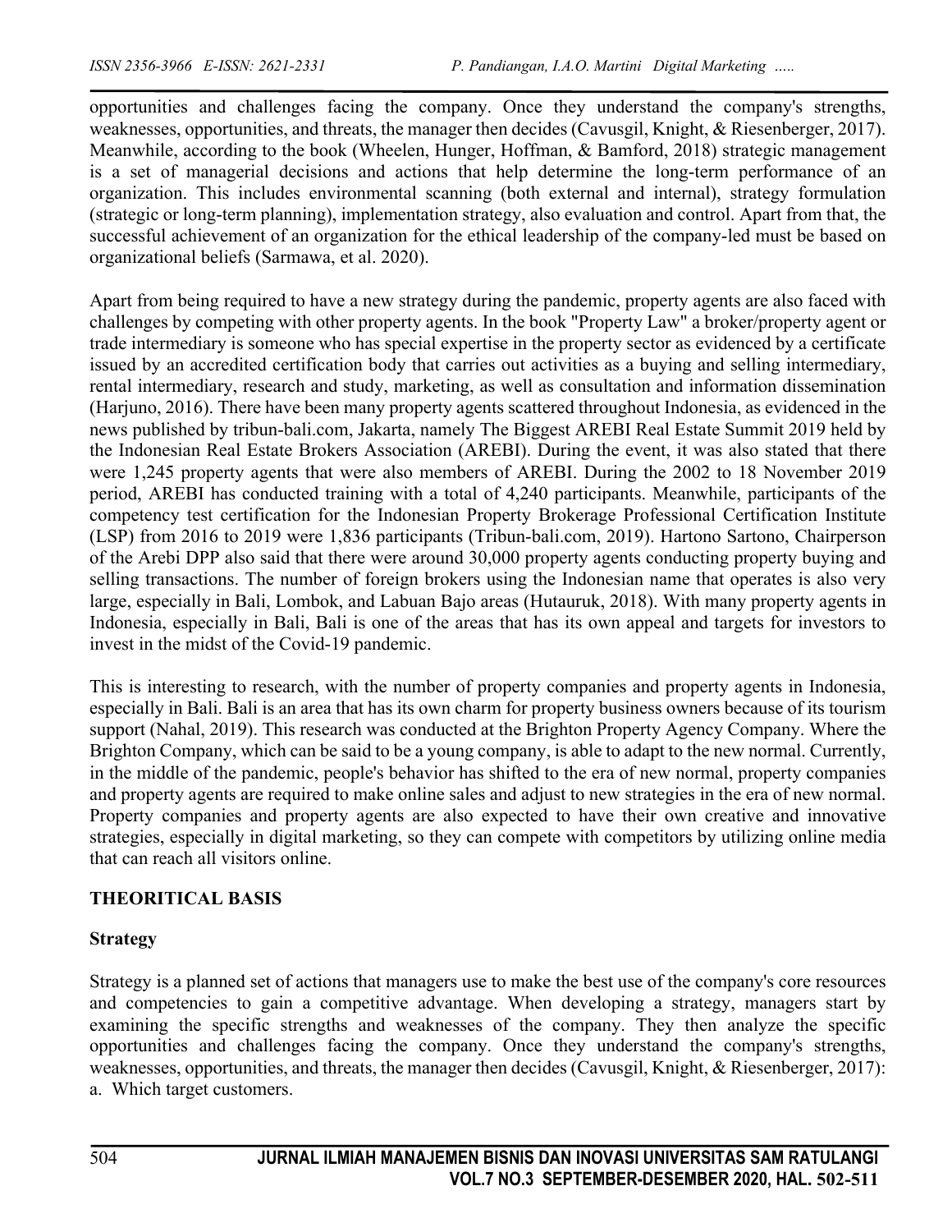opportunities and challenges facing the company. Once they understand the company's strengths, weaknesses, opportunities, and threats, the manager then decides (Cavusgil, Knight, & Riesenberger, 2017). Meanwhile, according to the book (Wheelen, Hunger, Hoffman, & Bamford, 2018) strategic management is a set of managerial decisions and actions that help determine the long-term performance of an organization. This includes environmental scanning (both external and internal), strategy formulation (strategic or long-term planning), implementation strategy, also evaluation and control. Apart from that, the successful achievement of an organization for the ethical leadership of the company-led must be based on organizational beliefs (Sarmawa, et al. 2020).

Apart from being required to have a new strategy during the pandemic, property agents are also faced with challenges by competing with other property agents. In the book "Property Law" a broker/property agent or trade intermediary is someone who has special expertise in the property sector as evidenced by a certificate issued by an accredited certification body that carries out activities as a buying and selling intermediary, rental intermediary, research and study, marketing, as well as consultation and information dissemination (Harjuno, 2016). There have been many property agents scattered throughout Indonesia, as evidenced in the news published by tribun-bali.com, Jakarta, namely The Biggest AREBI Real Estate Summit 2019 held by the Indonesian Real Estate Brokers Association (AREBI). During the event, it was also stated that there were 1,245 property agents that were also members of AREBI. During the 2002 to 18 November 2019 period, AREBI has conducted training with a total of 4,240 participants. Meanwhile, participants of the competency test certification for the Indonesian Property Brokerage Professional Certification Institute (LSP) from 2016 to 2019 were 1,836 participants (Tribun-bali.com, 2019). Hartono Sartono, Chairperson of the Arebi DPP also said that there were around 30,000 property agents conducting property buying and selling transactions. The number of foreign brokers using the Indonesian name that operates is also very large, especially in Bali, Lombok, and Labuan Bajo areas (Hutauruk, 2018). With many property agents in Indonesia, especially in Bali, Bali is one of the areas that has its own appeal and targets for investors to invest in the midst of the Covid-19 pandemic.

This is interesting to research, with the number of property companies and property agents in Indonesia, especially in Bali. Bali is an area that has its own charm for property business owners because of its tourism support (Nahal, 2019). This research was conducted at the Brighton Property Agency Company. Where the Brighton Company, which can be said to be a young company, is able to adapt to the new normal. Currently, in the middle of the pandemic, people's behavior has shifted to the era of new normal, property companies and property agents are required to make online sales and adjust to new strategies in the era of new normal. Property companies and property agents are also expected to have their own creative and innovative strategies, especially in digital marketing, so they can compete with competitors by utilizing online media that can reach all visitors online.

## THEORITICAL BASIS

### Strategy

Strategy is a planned set of actions that managers use to make the best use of the company's core resources and competencies to gain a competitive advantage. When developing a strategy, managers start by examining the specific strengths and weaknesses of the company. They then analyze the specific opportunities and challenges facing the company. Once they understand the company's strengths, weaknesses, opportunities, and threats, the manager then decides (Cavusgil, Knight, & Riesenberger, 2017):

a. Which target customers.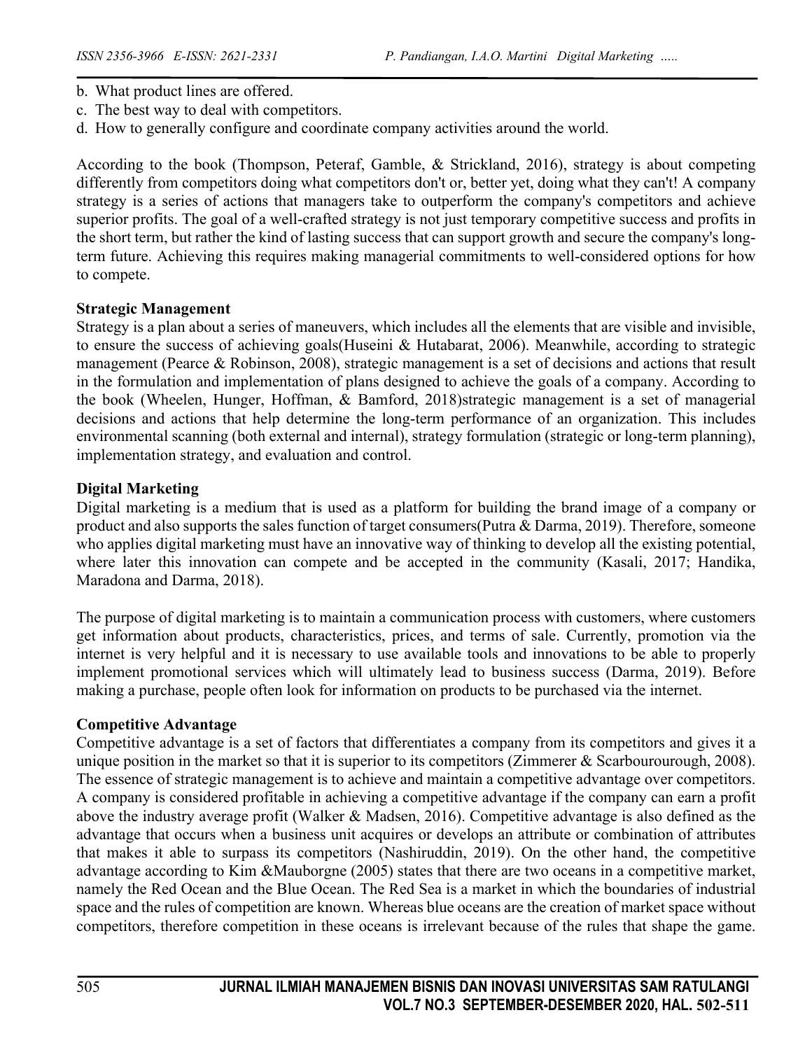b. What product lines are offered.
c. The best way to deal with competitors.
d. How to generally configure and coordinate company activities around the world.

According to the book (Thompson, Peteraf, Gamble, & Strickland, 2016), strategy is about competing differently from competitors doing what competitors don't or, better yet, doing what they can't! A company strategy is a series of actions that managers take to outperform the company's competitors and achieve superior profits. The goal of a well-crafted strategy is not just temporary competitive success and profits in the short term, but rather the kind of lasting success that can support growth and secure the company's long-term future. Achieving this requires making managerial commitments to well-considered options for how to compete.

**Strategic Management**

Strategy is a plan about a series of maneuvers, which includes all the elements that are visible and invisible, to ensure the success of achieving goals(Huseini & Hutabarat, 2006). Meanwhile, according to strategic management (Pearce & Robinson, 2008), strategic management is a set of decisions and actions that result in the formulation and implementation of plans designed to achieve the goals of a company. According to the book (Wheelen, Hunger, Hoffman, & Bamford, 2018)strategic management is a set of managerial decisions and actions that help determine the long-term performance of an organization. This includes environmental scanning (both external and internal), strategy formulation (strategic or long-term planning), implementation strategy, and evaluation and control.

**Digital Marketing**

Digital marketing is a medium that is used as a platform for building the brand image of a company or product and also supports the sales function of target consumers(Putra & Darma, 2019). Therefore, someone who applies digital marketing must have an innovative way of thinking to develop all the existing potential, where later this innovation can compete and be accepted in the community (Kasali, 2017; Handika, Maradona and Darma, 2018).

The purpose of digital marketing is to maintain a communication process with customers, where customers get information about products, characteristics, prices, and terms of sale. Currently, promotion via the internet is very helpful and it is necessary to use available tools and innovations to be able to properly implement promotional services which will ultimately lead to business success (Darma, 2019). Before making a purchase, people often look for information on products to be purchased via the internet.

**Competitive Advantage**

Competitive advantage is a set of factors that differentiates a company from its competitors and gives it a unique position in the market so that it is superior to its competitors (Zimmerer & Scarbourourough, 2008). The essence of strategic management is to achieve and maintain a competitive advantage over competitors. A company is considered profitable in achieving a competitive advantage if the company can earn a profit above the industry average profit (Walker & Madsen, 2016). Competitive advantage is also defined as the advantage that occurs when a business unit acquires or develops an attribute or combination of attributes that makes it able to surpass its competitors (Nashiruddin, 2019). On the other hand, the competitive advantage according to Kim &Mauborgne (2005) states that there are two oceans in a competitive market, namely the Red Ocean and the Blue Ocean. The Red Sea is a market in which the boundaries of industrial space and the rules of competition are known. Whereas blue oceans are the creation of market space without competitors, therefore competition in these oceans is irrelevant because of the rules that shape the game.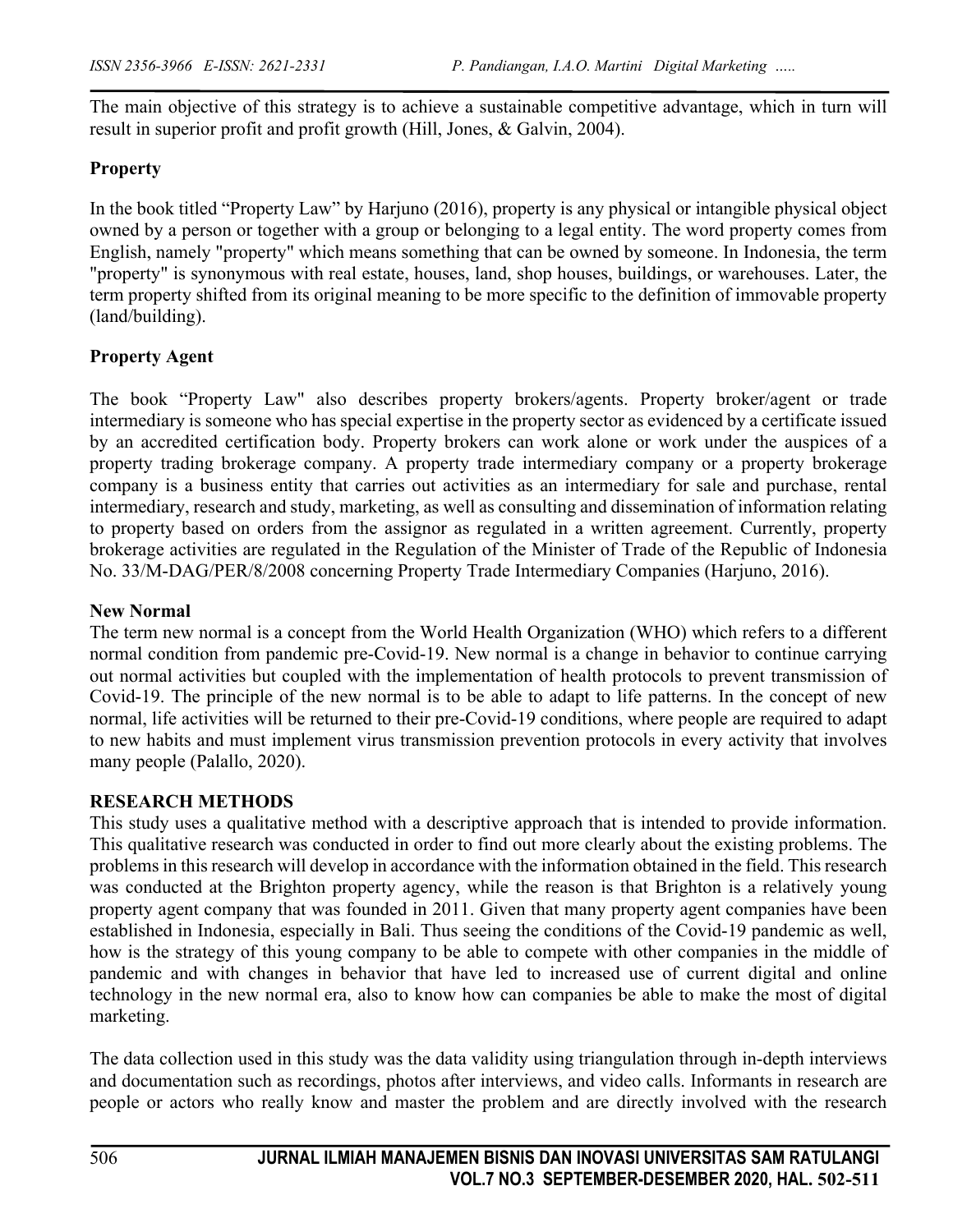The main objective of this strategy is to achieve a sustainable competitive advantage, which in turn will result in superior profit and profit growth (Hill, Jones, & Galvin, 2004).

**Property**

In the book titled "Property Law" by Harjuno (2016), property is any physical or intangible physical object owned by a person or together with a group or belonging to a legal entity. The word property comes from English, namely "property" which means something that can be owned by someone. In Indonesia, the term "property" is synonymous with real estate, houses, land, shop houses, buildings, or warehouses. Later, the term property shifted from its original meaning to be more specific to the definition of immovable property (land/building).

**Property Agent**

The book "Property Law" also describes property brokers/agents. Property broker/agent or trade intermediary is someone who has special expertise in the property sector as evidenced by a certificate issued by an accredited certification body. Property brokers can work alone or work under the auspices of a property trading brokerage company. A property trade intermediary company or a property brokerage company is a business entity that carries out activities as an intermediary for sale and purchase, rental intermediary, research and study, marketing, as well as consulting and dissemination of information relating to property based on orders from the assignor as regulated in a written agreement. Currently, property brokerage activities are regulated in the Regulation of the Minister of Trade of the Republic of Indonesia No. 33/M-DAG/PER/8/2008 concerning Property Trade Intermediary Companies (Harjuno, 2016).

**New Normal**

The term new normal is a concept from the World Health Organization (WHO) which refers to a different normal condition from pandemic pre-Covid-19. New normal is a change in behavior to continue carrying out normal activities but coupled with the implementation of health protocols to prevent transmission of Covid-19. The principle of the new normal is to be able to adapt to life patterns. In the concept of new normal, life activities will be returned to their pre-Covid-19 conditions, where people are required to adapt to new habits and must implement virus transmission prevention protocols in every activity that involves many people (Palallo, 2020).

## RESEARCH METHODS

This study uses a qualitative method with a descriptive approach that is intended to provide information. This qualitative research was conducted in order to find out more clearly about the existing problems. The problems in this research will develop in accordance with the information obtained in the field. This research was conducted at the Brighton property agency, while the reason is that Brighton is a relatively young property agent company that was founded in 2011. Given that many property agent companies have been established in Indonesia, especially in Bali. Thus seeing the conditions of the Covid-19 pandemic as well, how is the strategy of this young company to be able to compete with other companies in the middle of pandemic and with changes in behavior that have led to increased use of current digital and online technology in the new normal era, also to know how can companies be able to make the most of digital marketing.

The data collection used in this study was the data validity using triangulation through in-depth interviews and documentation such as recordings, photos after interviews, and video calls. Informants in research are people or actors who really know and master the problem and are directly involved with the research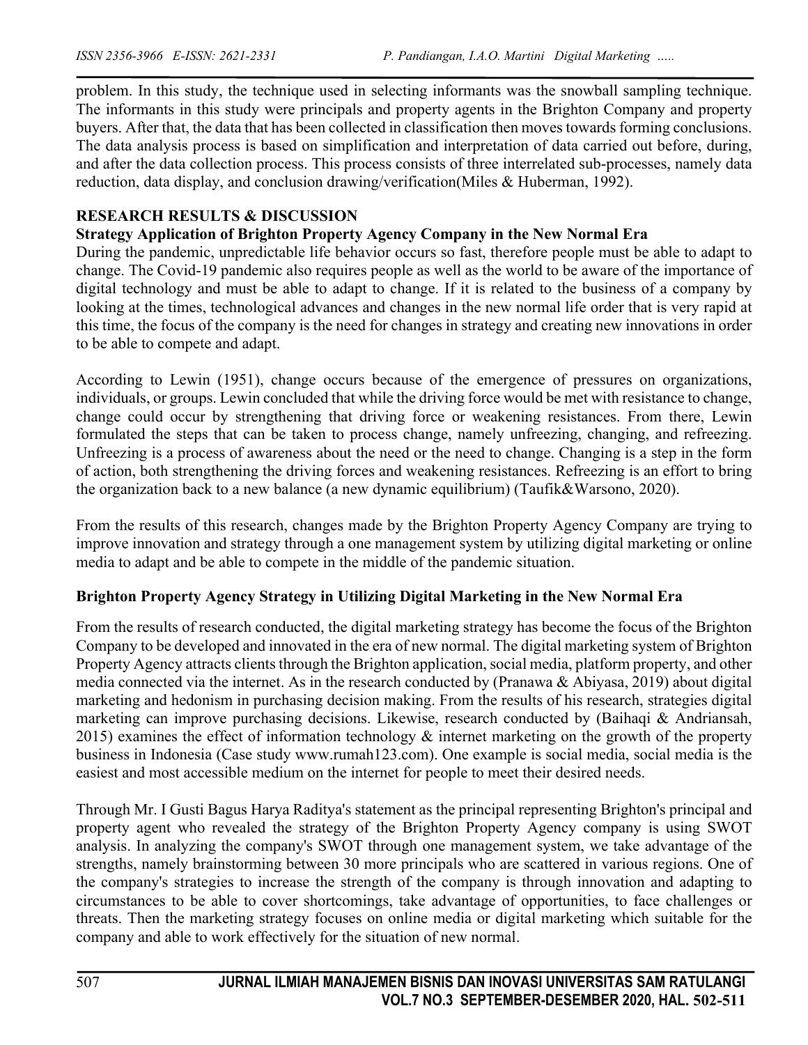problem. In this study, the technique used in selecting informants was the snowball sampling technique. The informants in this study were principals and property agents in the Brighton Company and property buyers. After that, the data that has been collected in classification then moves towards forming conclusions. The data analysis process is based on simplification and interpretation of data carried out before, during, and after the data collection process. This process consists of three interrelated sub-processes, namely data reduction, data display, and conclusion drawing/verification(Miles & Huberman, 1992).

## RESEARCH RESULTS & DISCUSSION

### Strategy Application of Brighton Property Agency Company in the New Normal Era

During the pandemic, unpredictable life behavior occurs so fast, therefore people must be able to adapt to change. The Covid-19 pandemic also requires people as well as the world to be aware of the importance of digital technology and must be able to adapt to change. If it is related to the business of a company by looking at the times, technological advances and changes in the new normal life order that is very rapid at this time, the focus of the company is the need for changes in strategy and creating new innovations in order to be able to compete and adapt.

According to Lewin (1951), change occurs because of the emergence of pressures on organizations, individuals, or groups. Lewin concluded that while the driving force would be met with resistance to change, change could occur by strengthening that driving force or weakening resistances. From there, Lewin formulated the steps that can be taken to process change, namely unfreezing, changing, and refreezing. Unfreezing is a process of awareness about the need or the need to change. Changing is a step in the form of action, both strengthening the driving forces and weakening resistances. Refreezing is an effort to bring the organization back to a new balance (a new dynamic equilibrium) (Taufik&Warsono, 2020).

From the results of this research, changes made by the Brighton Property Agency Company are trying to improve innovation and strategy through a one management system by utilizing digital marketing or online media to adapt and be able to compete in the middle of the pandemic situation.

### Brighton Property Agency Strategy in Utilizing Digital Marketing in the New Normal Era

From the results of research conducted, the digital marketing strategy has become the focus of the Brighton Company to be developed and innovated in the era of new normal. The digital marketing system of Brighton Property Agency attracts clients through the Brighton application, social media, platform property, and other media connected via the internet. As in the research conducted by (Pranawa & Abiyasa, 2019) about digital marketing and hedonism in purchasing decision making. From the results of his research, strategies digital marketing can improve purchasing decisions. Likewise, research conducted by (Baihaqi & Andriansah, 2015) examines the effect of information technology & internet marketing on the growth of the property business in Indonesia (Case study www.rumah123.com). One example is social media, social media is the easiest and most accessible medium on the internet for people to meet their desired needs.

Through Mr. I Gusti Bagus Harya Raditya's statement as the principal representing Brighton's principal and property agent who revealed the strategy of the Brighton Property Agency company is using SWOT analysis. In analyzing the company's SWOT through one management system, we take advantage of the strengths, namely brainstorming between 30 more principals who are scattered in various regions. One of the company's strategies to increase the strength of the company is through innovation and adapting to circumstances to be able to cover shortcomings, take advantage of opportunities, to face challenges or threats. Then the marketing strategy focuses on online media or digital marketing which suitable for the company and able to work effectively for the situation of new normal.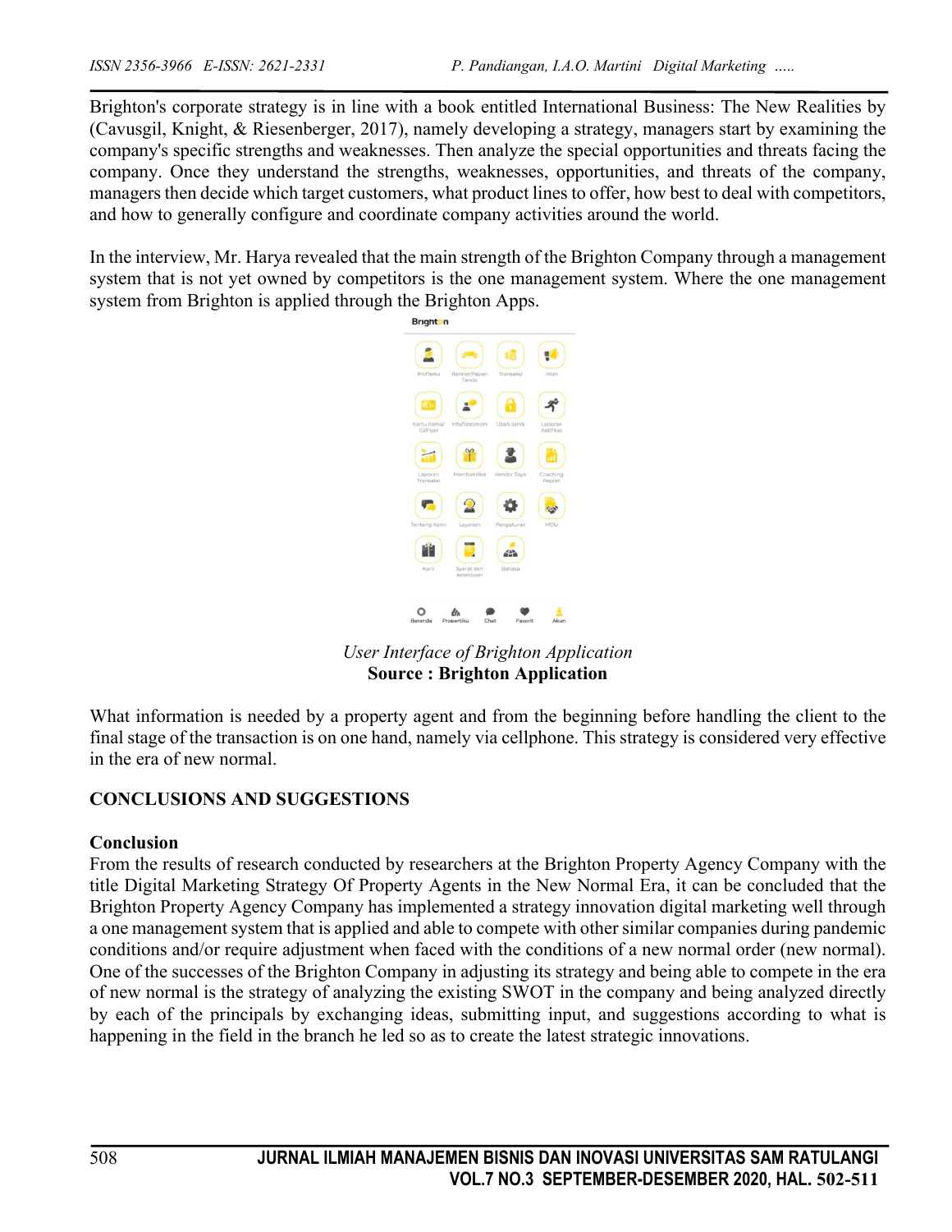Brighton's corporate strategy is in line with a book entitled International Business: The New Realities by (Cavusgil, Knight, & Riesenberger, 2017), namely developing a strategy, managers start by examining the company's specific strengths and weaknesses. Then analyze the special opportunities and threats facing the company. Once they understand the strengths, weaknesses, opportunities, and threats of the company, managers then decide which target customers, what product lines to offer, how best to deal with competitors, and how to generally configure and coordinate company activities around the world.

In the interview, Mr. Harya revealed that the main strength of the Brighton Company through a management system that is not yet owned by competitors is the one management system. Where the one management system from Brighton is applied through the Brighton Apps.

*User Interface of Brighton Application*
**Source : Brighton Application**

What information is needed by a property agent and from the beginning before handling the client to the final stage of the transaction is on one hand, namely via cellphone. This strategy is considered very effective in the era of new normal.

## CONCLUSIONS AND SUGGESTIONS

### Conclusion

From the results of research conducted by researchers at the Brighton Property Agency Company with the title Digital Marketing Strategy Of Property Agents in the New Normal Era, it can be concluded that the Brighton Property Agency Company has implemented a strategy innovation digital marketing well through a one management system that is applied and able to compete with other similar companies during pandemic conditions and/or require adjustment when faced with the conditions of a new normal order (new normal). One of the successes of the Brighton Company in adjusting its strategy and being able to compete in the era of new normal is the strategy of analyzing the existing SWOT in the company and being analyzed directly by each of the principals by exchanging ideas, submitting input, and suggestions according to what is happening in the field in the branch he led so as to create the latest strategic innovations.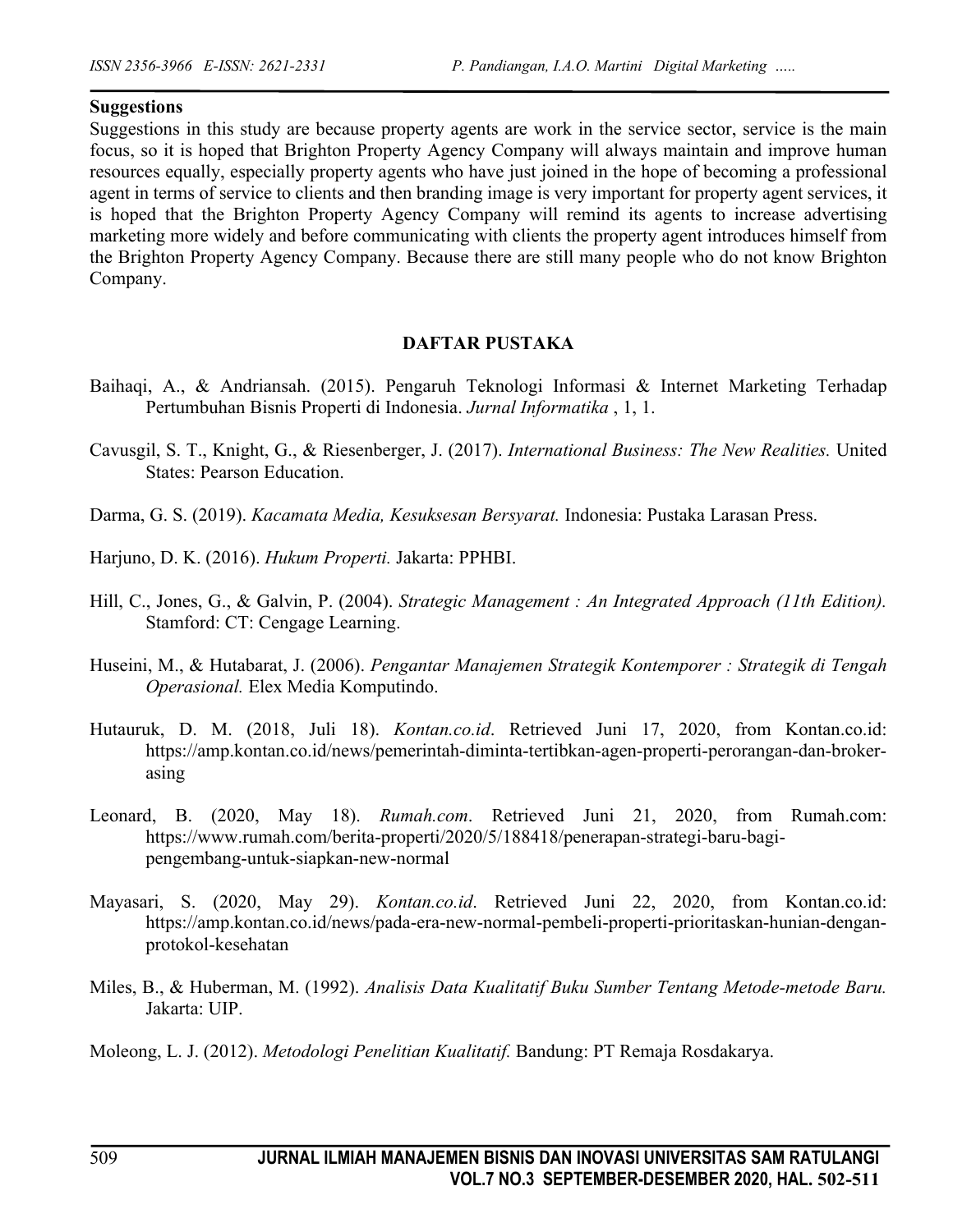**Suggestions**

Suggestions in this study are because property agents are work in the service sector, service is the main focus, so it is hoped that Brighton Property Agency Company will always maintain and improve human resources equally, especially property agents who have just joined in the hope of becoming a professional agent in terms of service to clients and then branding image is very important for property agent services, it is hoped that the Brighton Property Agency Company will remind its agents to increase advertising marketing more widely and before communicating with clients the property agent introduces himself from the Brighton Property Agency Company. Because there are still many people who do not know Brighton Company.

## DAFTAR PUSTAKA

Baihaqi, A., & Andriansah. (2015). Pengaruh Teknologi Informasi & Internet Marketing Terhadap Pertumbuhan Bisnis Properti di Indonesia. *Jurnal Informatika* , 1, 1.

Cavusgil, S. T., Knight, G., & Riesenberger, J. (2017). *International Business: The New Realities.* United States: Pearson Education.

Darma, G. S. (2019). *Kacamata Media, Kesuksesan Bersyarat.* Indonesia: Pustaka Larasan Press.

Harjuno, D. K. (2016). *Hukum Properti.* Jakarta: PPHBI.

Hill, C., Jones, G., & Galvin, P. (2004). *Strategic Management : An Integrated Approach (11th Edition).* Stamford: CT: Cengage Learning.

Huseini, M., & Hutabarat, J. (2006). *Pengantar Manajemen Strategik Kontemporer : Strategik di Tengah Operasional.* Elex Media Komputindo.

Hutauruk, D. M. (2018, Juli 18). *Kontan.co.id*. Retrieved Juni 17, 2020, from Kontan.co.id: https://amp.kontan.co.id/news/pemerintah-diminta-tertibkan-agen-properti-perorangan-dan-broker-asing

Leonard, B. (2020, May 18). *Rumah.com*. Retrieved Juni 21, 2020, from Rumah.com: https://www.rumah.com/berita-properti/2020/5/188418/penerapan-strategi-baru-bagi-pengembang-untuk-siapkan-new-normal

Mayasari, S. (2020, May 29). *Kontan.co.id*. Retrieved Juni 22, 2020, from Kontan.co.id: https://amp.kontan.co.id/news/pada-era-new-normal-pembeli-properti-prioritaskan-hunian-dengan-protokol-kesehatan

Miles, B., & Huberman, M. (1992). *Analisis Data Kualitatif Buku Sumber Tentang Metode-metode Baru.* Jakarta: UIP.

Moleong, L. J. (2012). *Metodologi Penelitian Kualitatif.* Bandung: PT Remaja Rosdakarya.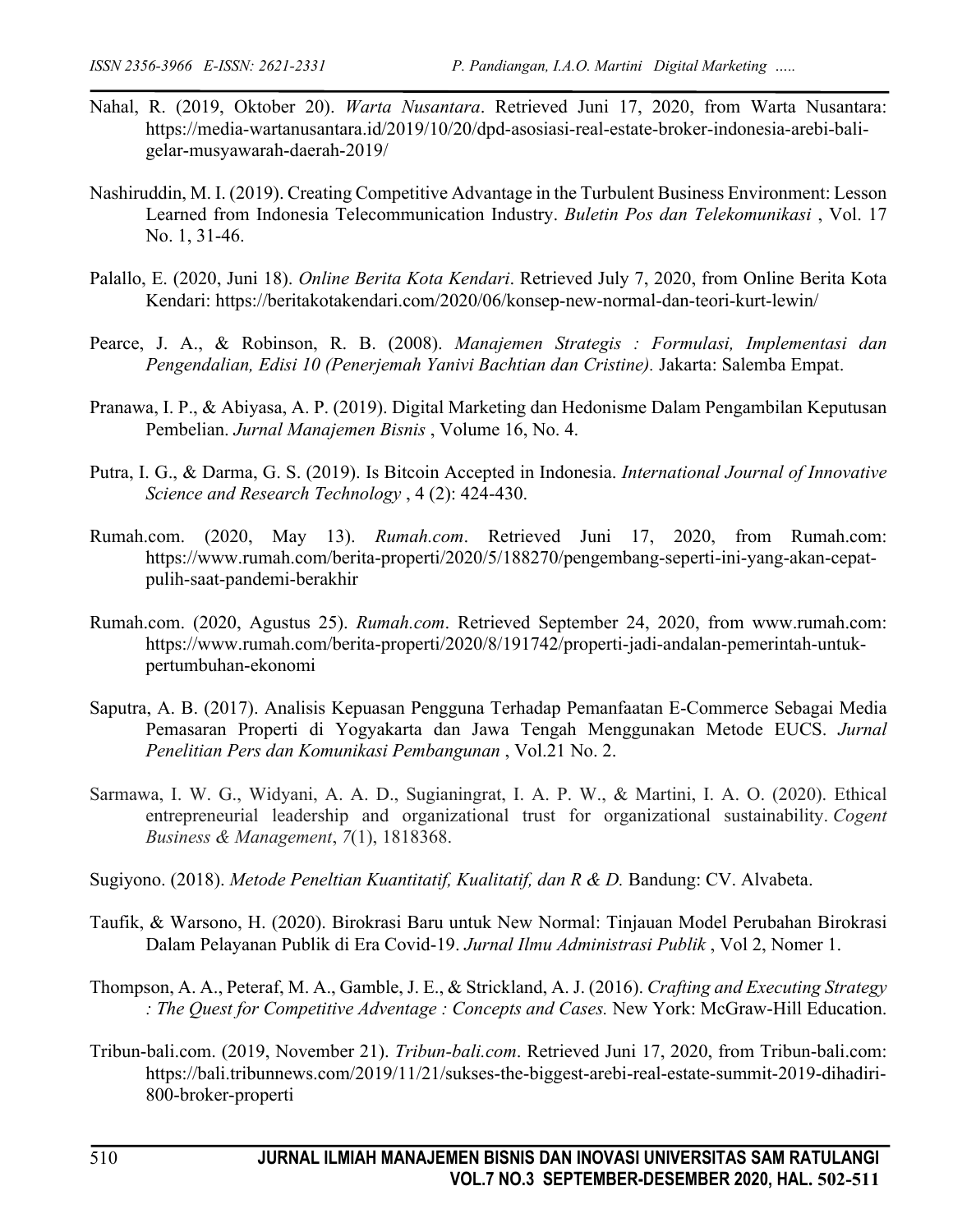Nahal, R. (2019, Oktober 20). *Warta Nusantara*. Retrieved Juni 17, 2020, from Warta Nusantara: https://media-wartanusantara.id/2019/10/20/dpd-asosiasi-real-estate-broker-indonesia-arebi-bali-gelar-musyawarah-daerah-2019/

Nashiruddin, M. I. (2019). Creating Competitive Advantage in the Turbulent Business Environment: Lesson Learned from Indonesia Telecommunication Industry. *Buletin Pos dan Telekomunikasi* , Vol. 17 No. 1, 31-46.

Palallo, E. (2020, Juni 18). *Online Berita Kota Kendari*. Retrieved July 7, 2020, from Online Berita Kota Kendari: https://beritakotakendari.com/2020/06/konsep-new-normal-dan-teori-kurt-lewin/

Pearce, J. A., & Robinson, R. B. (2008). *Manajemen Strategis : Formulasi, Implementasi dan Pengendalian, Edisi 10 (Penerjemah Yanivi Bachtian dan Cristine).* Jakarta: Salemba Empat.

Pranawa, I. P., & Abiyasa, A. P. (2019). Digital Marketing dan Hedonisme Dalam Pengambilan Keputusan Pembelian. *Jurnal Manajemen Bisnis* , Volume 16, No. 4.

Putra, I. G., & Darma, G. S. (2019). Is Bitcoin Accepted in Indonesia. *International Journal of Innovative Science and Research Technology* , 4 (2): 424-430.

Rumah.com. (2020, May 13). *Rumah.com*. Retrieved Juni 17, 2020, from Rumah.com: https://www.rumah.com/berita-properti/2020/5/188270/pengembang-seperti-ini-yang-akan-cepat-pulih-saat-pandemi-berakhir

Rumah.com. (2020, Agustus 25). *Rumah.com*. Retrieved September 24, 2020, from www.rumah.com: https://www.rumah.com/berita-properti/2020/8/191742/properti-jadi-andalan-pemerintah-untuk-pertumbuhan-ekonomi

Saputra, A. B. (2017). Analisis Kepuasan Pengguna Terhadap Pemanfaatan E-Commerce Sebagai Media Pemasaran Properti di Yogyakarta dan Jawa Tengah Menggunakan Metode EUCS. *Jurnal Penelitian Pers dan Komunikasi Pembangunan* , Vol.21 No. 2.

Sarmawa, I. W. G., Widyani, A. A. D., Sugianingrat, I. A. P. W., & Martini, I. A. O. (2020). Ethical entrepreneurial leadership and organizational trust for organizational sustainability. *Cogent Business & Management*, *7*(1), 1818368.

Sugiyono. (2018). *Metode Peneltian Kuantitatif, Kualitatif, dan R & D.* Bandung: CV. Alvabeta.

Taufik, & Warsono, H. (2020). Birokrasi Baru untuk New Normal: Tinjauan Model Perubahan Birokrasi Dalam Pelayanan Publik di Era Covid-19. *Jurnal Ilmu Administrasi Publik* , Vol 2, Nomer 1.

Thompson, A. A., Peteraf, M. A., Gamble, J. E., & Strickland, A. J. (2016). *Crafting and Executing Strategy : The Quest for Competitive Adventage : Concepts and Cases.* New York: McGraw-Hill Education.

Tribun-bali.com. (2019, November 21). *Tribun-bali.com*. Retrieved Juni 17, 2020, from Tribun-bali.com: https://bali.tribunnews.com/2019/11/21/sukses-the-biggest-arebi-real-estate-summit-2019-dihadiri-800-broker-properti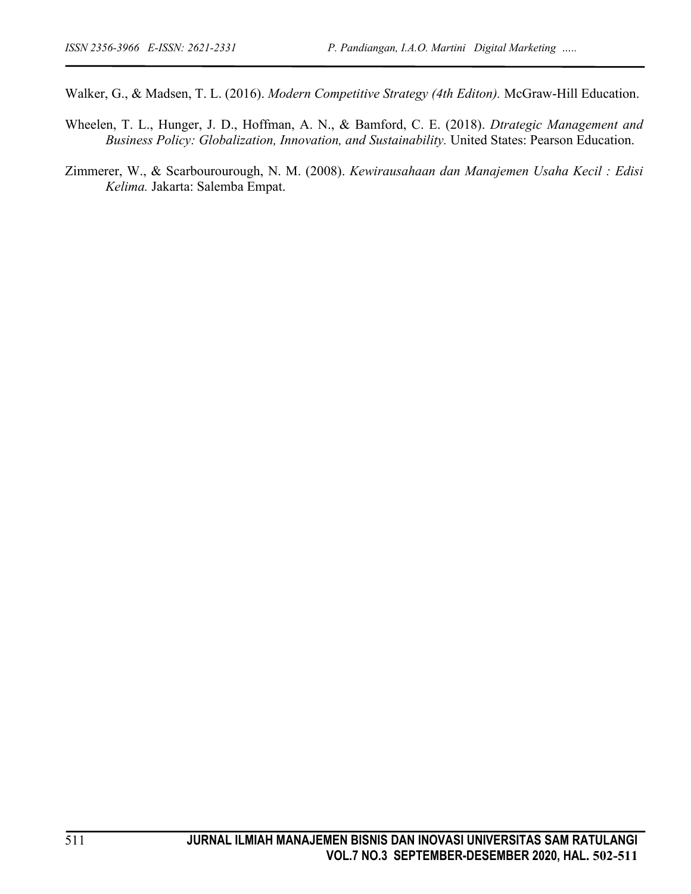Walker, G., & Madsen, T. L. (2016). *Modern Competitive Strategy (4th Editon).* McGraw-Hill Education.

Wheelen, T. L., Hunger, J. D., Hoffman, A. N., & Bamford, C. E. (2018). *Dtrategic Management and Business Policy: Globalization, Innovation, and Sustainability.* United States: Pearson Education.

Zimmerer, W., & Scarbourourough, N. M. (2008). *Kewirausahaan dan Manajemen Usaha Kecil : Edisi Kelima.* Jakarta: Salemba Empat.